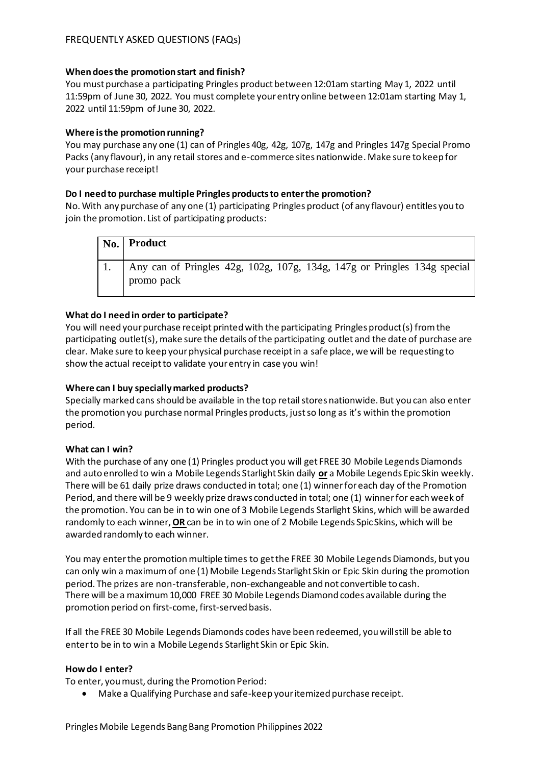FREQUENTLY ASKED QUESTIONS (FAQs)

**When does the promotion start and finish?**
You must purchase a participating Pringles product between 12:01am starting May 1, 2022 until 11:59pm of June 30, 2022. You must complete your entry online between 12:01am starting May 1, 2022 until 11:59pm of June 30, 2022.

**Where is the promotion running?**
You may purchase any one (1) can of Pringles 40g, 42g, 107g, 147g and Pringles 147g Special Promo Packs (any flavour), in any retail stores and e-commerce sites nationwide. Make sure to keep for your purchase receipt!

**Do I need to purchase multiple Pringles products to enter the promotion?**
No. With any purchase of any one (1) participating Pringles product (of any flavour) entitles you to join the promotion. List of participating products:

| No. | Product |
|---|---|
| 1. | Any can of Pringles 42g, 102g, 107g, 134g, 147g or Pringles 134g special promo pack |

**What do I need in order to participate?**
You will need your purchase receipt printed with the participating Pringles product(s) from the participating outlet(s), make sure the details of the participating outlet and the date of purchase are clear. Make sure to keep your physical purchase receipt in a safe place, we will be requesting to show the actual receipt to validate your entry in case you win!

**Where can I buy specially marked products?**
Specially marked cans should be available in the top retail stores nationwide. But you can also enter the promotion you purchase normal Pringles products, just so long as it's within the promotion period.

**What can I win?**
With the purchase of any one (1) Pringles product you will get FREE 30 Mobile Legends Diamonds and auto enrolled to win a Mobile Legends Starlight Skin daily **<u>or</u>** a Mobile Legends Epic Skin weekly. There will be 61 daily prize draws conducted in total; one (1) winner for each day of the Promotion Period, and there will be 9 weekly prize draws conducted in total; one (1) winner for each week of the promotion. You can be in to win one of 3 Mobile Legends Starlight Skins, which will be awarded randomly to each winner, **<u>OR</u>** can be in to win one of 2 Mobile Legends Spic Skins, which will be awarded randomly to each winner.

You may enter the promotion multiple times to get the FREE 30 Mobile Legends Diamonds, but you can only win a maximum of one (1) Mobile Legends Starlight Skin or Epic Skin during the promotion period. The prizes are non-transferable, non-exchangeable and not convertible to cash.
There will be a maximum 10,000 FREE 30 Mobile Legends Diamond codes available during the promotion period on first-come, first-served basis.

If all the FREE 30 Mobile Legends Diamonds codes have been redeemed, you will still be able to enter to be in to win a Mobile Legends Starlight Skin or Epic Skin.

**How do I enter?**
To enter, you must, during the Promotion Period:

- Make a Qualifying Purchase and safe-keep your itemized purchase receipt.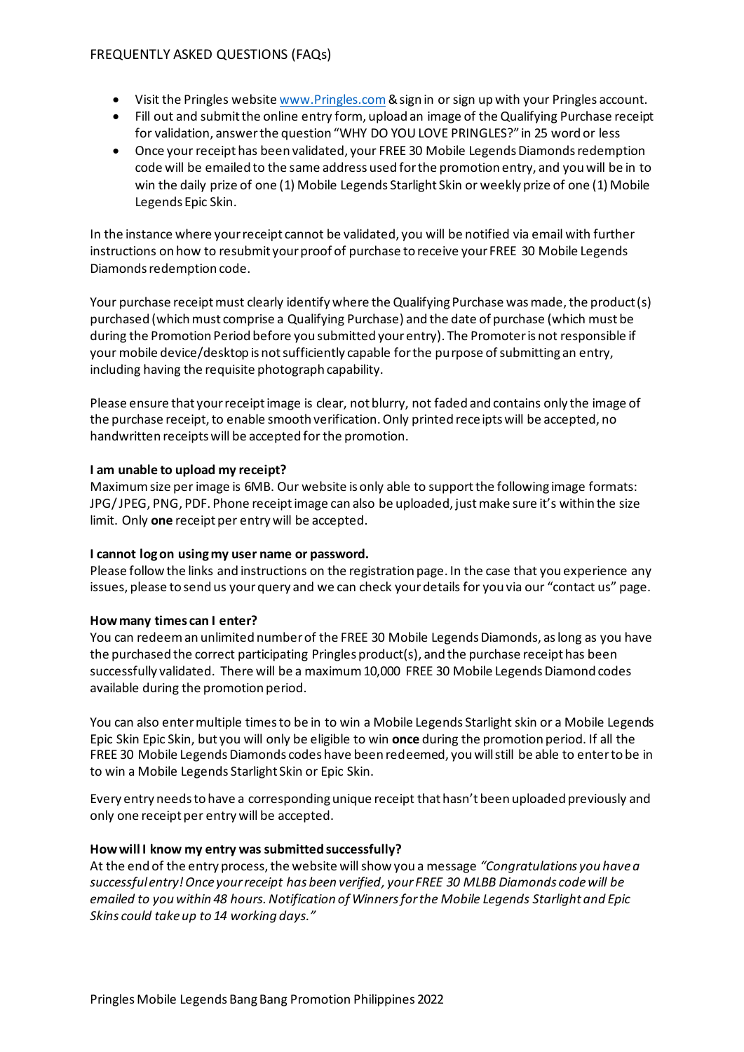FREQUENTLY ASKED QUESTIONS (FAQs)

- Visit the Pringles website www.Pringles.com & sign in or sign up with your Pringles account.
- Fill out and submit the online entry form, upload an image of the Qualifying Purchase receipt for validation, answer the question "WHY DO YOU LOVE PRINGLES?" in 25 word or less
- Once your receipt has been validated, your FREE 30 Mobile Legends Diamonds redemption code will be emailed to the same address used for the promotion entry, and you will be in to win the daily prize of one (1) Mobile Legends Starlight Skin or weekly prize of one (1) Mobile Legends Epic Skin.

In the instance where your receipt cannot be validated, you will be notified via email with further instructions on how to resubmit your proof of purchase to receive your FREE 30 Mobile Legends Diamonds redemption code.

Your purchase receipt must clearly identify where the Qualifying Purchase was made, the product(s) purchased (which must comprise a Qualifying Purchase) and the date of purchase (which must be during the Promotion Period before you submitted your entry). The Promoter is not responsible if your mobile device/desktop is not sufficiently capable for the purpose of submitting an entry, including having the requisite photograph capability.

Please ensure that your receipt image is clear, not blurry, not faded and contains only the image of the purchase receipt, to enable smooth verification. Only printed receipts will be accepted, no handwritten receipts will be accepted for the promotion.

**I am unable to upload my receipt?**

Maximum size per image is 6MB. Our website is only able to support the following image formats: JPG/ JPEG, PNG, PDF. Phone receipt image can also be uploaded, just make sure it's within the size limit. Only **one** receipt per entry will be accepted.

**I cannot log on using my user name or password.**

Please follow the links and instructions on the registration page. In the case that you experience any issues, please to send us your query and we can check your details for you via our "contact us" page.

**How many times can I enter?**

You can redeem an unlimited number of the FREE 30 Mobile Legends Diamonds, as long as you have the purchased the correct participating Pringles product(s), and the purchase receipt has been successfully validated. There will be a maximum 10,000 FREE 30 Mobile Legends Diamond codes available during the promotion period.

You can also enter multiple times to be in to win a Mobile Legends Starlight skin or a Mobile Legends Epic Skin Epic Skin, but you will only be eligible to win **once** during the promotion period. If all the FREE 30 Mobile Legends Diamonds codes have been redeemed, you will still be able to enter to be in to win a Mobile Legends Starlight Skin or Epic Skin.

Every entry needs to have a corresponding unique receipt that hasn't been uploaded previously and only one receipt per entry will be accepted.

**How will I know my entry was submitted successfully?**

At the end of the entry process, the website will show you a message *"Congratulations you have a successful entry! Once your receipt has been verified, your FREE 30 MLBB Diamonds code will be emailed to you within 48 hours. Notification of Winners for the Mobile Legends Starlight and Epic Skins could take up to 14 working days."*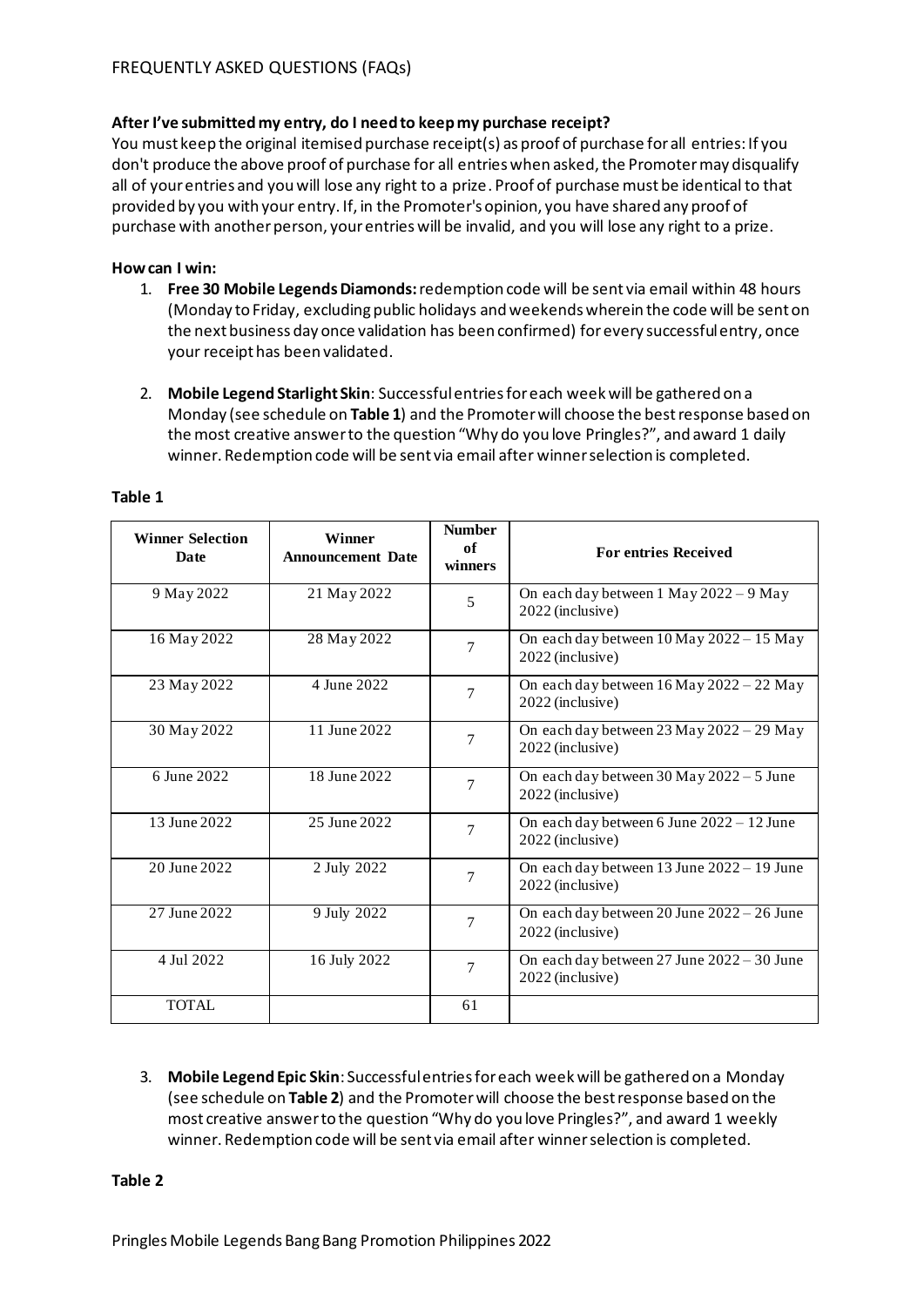# FREQUENTLY ASKED QUESTIONS (FAQs)

**After I've submitted my entry, do I need to keep my purchase receipt?**

You must keep the original itemised purchase receipt(s) as proof of purchase for all entries: If you don't produce the above proof of purchase for all entries when asked, the Promoter may disqualify all of your entries and you will lose any right to a prize. Proof of purchase must be identical to that provided by you with your entry. If, in the Promoter's opinion, you have shared any proof of purchase with another person, your entries will be invalid, and you will lose any right to a prize.

**How can I win:**

1. **Free 30 Mobile Legends Diamonds:** redemption code will be sent via email within 48 hours (Monday to Friday, excluding public holidays and weekends wherein the code will be sent on the next business day once validation has been confirmed) for every successful entry, once your receipt has been validated.

2. **Mobile Legend Starlight Skin**: Successful entries for each week will be gathered on a Monday (see schedule on **Table 1**) and the Promoter will choose the best response based on the most creative answer to the question "Why do you love Pringles?", and award 1 daily winner. Redemption code will be sent via email after winner selection is completed.

**Table 1**

| Winner Selection Date | Winner Announcement Date | Number of winners | For entries Received |
|---|---|---|---|
| 9 May 2022 | 21 May 2022 | 5 | On each day between 1 May 2022 – 9 May 2022 (inclusive) |
| 16 May 2022 | 28 May 2022 | 7 | On each day between 10 May 2022 – 15 May 2022 (inclusive) |
| 23 May 2022 | 4 June 2022 | 7 | On each day between 16 May 2022 – 22 May 2022 (inclusive) |
| 30 May 2022 | 11 June 2022 | 7 | On each day between 23 May 2022 – 29 May 2022 (inclusive) |
| 6 June 2022 | 18 June 2022 | 7 | On each day between 30 May 2022 – 5 June 2022 (inclusive) |
| 13 June 2022 | 25 June 2022 | 7 | On each day between 6 June 2022 – 12 June 2022 (inclusive) |
| 20 June 2022 | 2 July 2022 | 7 | On each day between 13 June 2022 – 19 June 2022 (inclusive) |
| 27 June 2022 | 9 July 2022 | 7 | On each day between 20 June 2022 – 26 June 2022 (inclusive) |
| 4 Jul 2022 | 16 July 2022 | 7 | On each day between 27 June 2022 – 30 June 2022 (inclusive) |
| TOTAL | | 61 | |

3. **Mobile Legend Epic Skin**: Successful entries for each week will be gathered on a Monday (see schedule on **Table 2**) and the Promoter will choose the best response based on the most creative answer to the question "Why do you love Pringles?", and award 1 weekly winner. Redemption code will be sent via email after winner selection is completed.

**Table 2**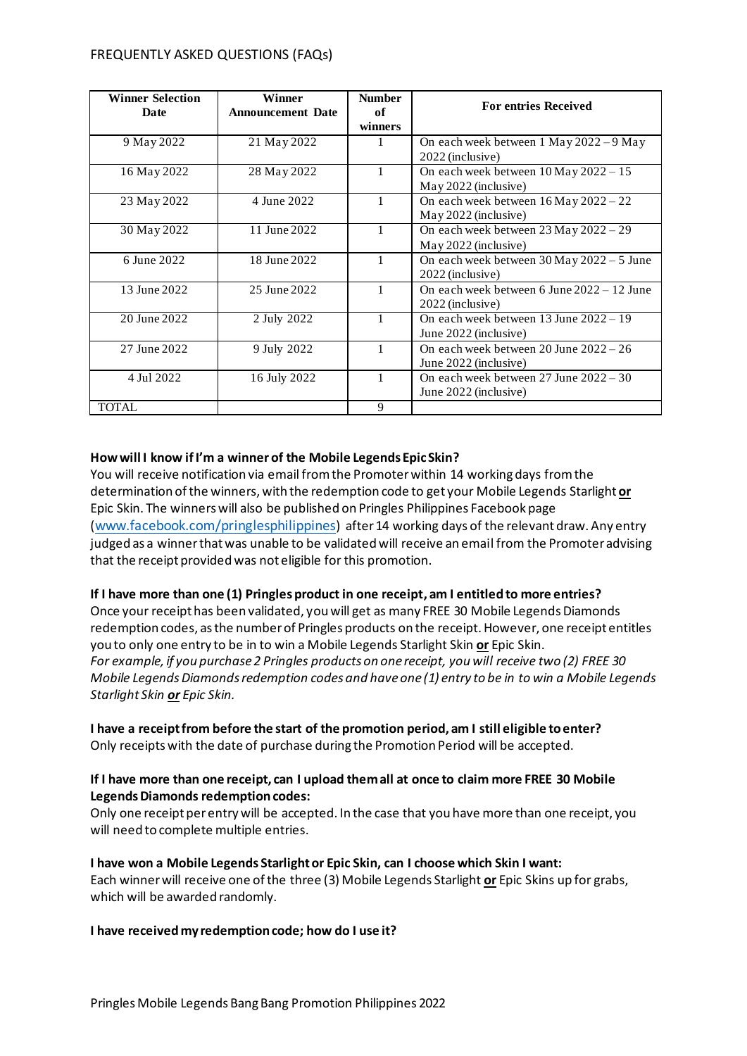## FREQUENTLY ASKED QUESTIONS (FAQs)

| Winner Selection Date | Winner Announcement Date | Number of winners | For entries Received |
|---|---|---|---|
| 9 May 2022 | 21 May 2022 | 1 | On each week between 1 May 2022 – 9 May 2022 (inclusive) |
| 16 May 2022 | 28 May 2022 | 1 | On each week between 10 May 2022 – 15 May 2022 (inclusive) |
| 23 May 2022 | 4 June 2022 | 1 | On each week between 16 May 2022 – 22 May 2022 (inclusive) |
| 30 May 2022 | 11 June 2022 | 1 | On each week between 23 May 2022 – 29 May 2022 (inclusive) |
| 6 June 2022 | 18 June 2022 | 1 | On each week between 30 May 2022 – 5 June 2022 (inclusive) |
| 13 June 2022 | 25 June 2022 | 1 | On each week between 6 June 2022 – 12 June 2022 (inclusive) |
| 20 June 2022 | 2 July 2022 | 1 | On each week between 13 June 2022 – 19 June 2022 (inclusive) |
| 27 June 2022 | 9 July 2022 | 1 | On each week between 20 June 2022 – 26 June 2022 (inclusive) |
| 4 Jul 2022 | 16 July 2022 | 1 | On each week between 27 June 2022 – 30 June 2022 (inclusive) |
| TOTAL | | 9 | |

**How will I know if I'm a winner of the Mobile Legends Epic Skin?**

You will receive notification via email from the Promoter within 14 working days from the determination of the winners, with the redemption code to get your Mobile Legends Starlight **or** Epic Skin. The winners will also be published on Pringles Philippines Facebook page (www.facebook.com/pringlesphilippines) after 14 working days of the relevant draw. Any entry judged as a winner that was unable to be validated will receive an email from the Promoter advising that the receipt provided was not eligible for this promotion.

**If I have more than one (1) Pringles product in one receipt, am I entitled to more entries?**

Once your receipt has been validated, you will get as many FREE 30 Mobile Legends Diamonds redemption codes, as the number of Pringles products on the receipt. However, one receipt entitles you to only one entry to be in to win a Mobile Legends Starlight Skin **or** Epic Skin.

*For example, if you purchase 2 Pringles products on one receipt, you will receive two (2) FREE 30 Mobile Legends Diamonds redemption codes and have one (1) entry to be in to win a Mobile Legends Starlight Skin **or** Epic Skin.*

**I have a receipt from before the start of the promotion period, am I still eligible to enter?**

Only receipts with the date of purchase during the Promotion Period will be accepted.

**If I have more than one receipt, can I upload them all at once to claim more FREE 30 Mobile Legends Diamonds redemption codes:**

Only one receipt per entry will be accepted. In the case that you have more than one receipt, you will need to complete multiple entries.

**I have won a Mobile Legends Starlight or Epic Skin, can I choose which Skin I want:**

Each winner will receive one of the three (3) Mobile Legends Starlight **or** Epic Skins up for grabs, which will be awarded randomly.

**I have received my redemption code; how do I use it?**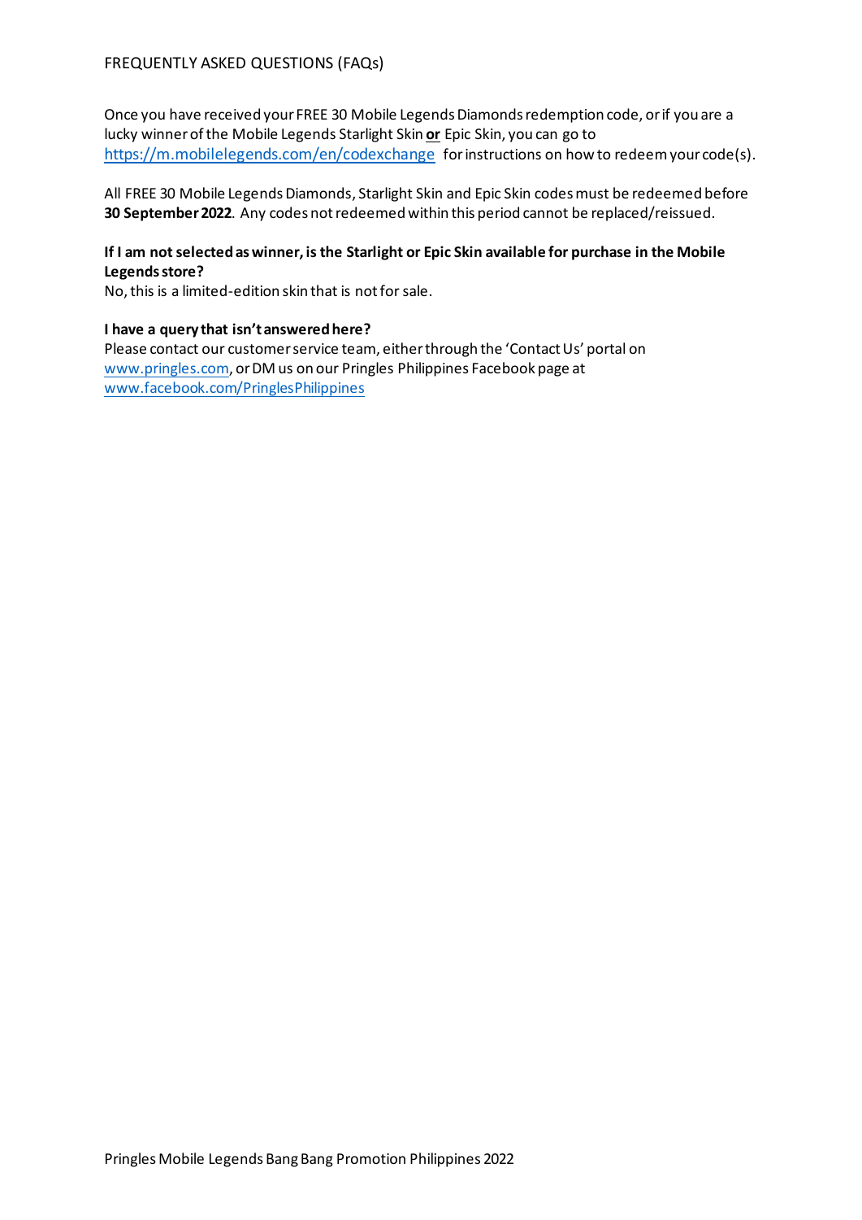FREQUENTLY ASKED QUESTIONS (FAQs)

Once you have received your FREE 30 Mobile Legends Diamonds redemption code, or if you are a lucky winner of the Mobile Legends Starlight Skin **or** Epic Skin, you can go to https://m.mobilelegends.com/en/codexchange for instructions on how to redeem your code(s).

All FREE 30 Mobile Legends Diamonds, Starlight Skin and Epic Skin codes must be redeemed before **30 September 2022**. Any codes not redeemed within this period cannot be replaced/reissued.

**If I am not selected as winner, is the Starlight or Epic Skin available for purchase in the Mobile Legends store?**
No, this is a limited-edition skin that is not for sale.

**I have a query that isn't answered here?**
Please contact our customer service team, either through the 'Contact Us' portal on www.pringles.com, or DM us on our Pringles Philippines Facebook page at www.facebook.com/PringlesPhilippines